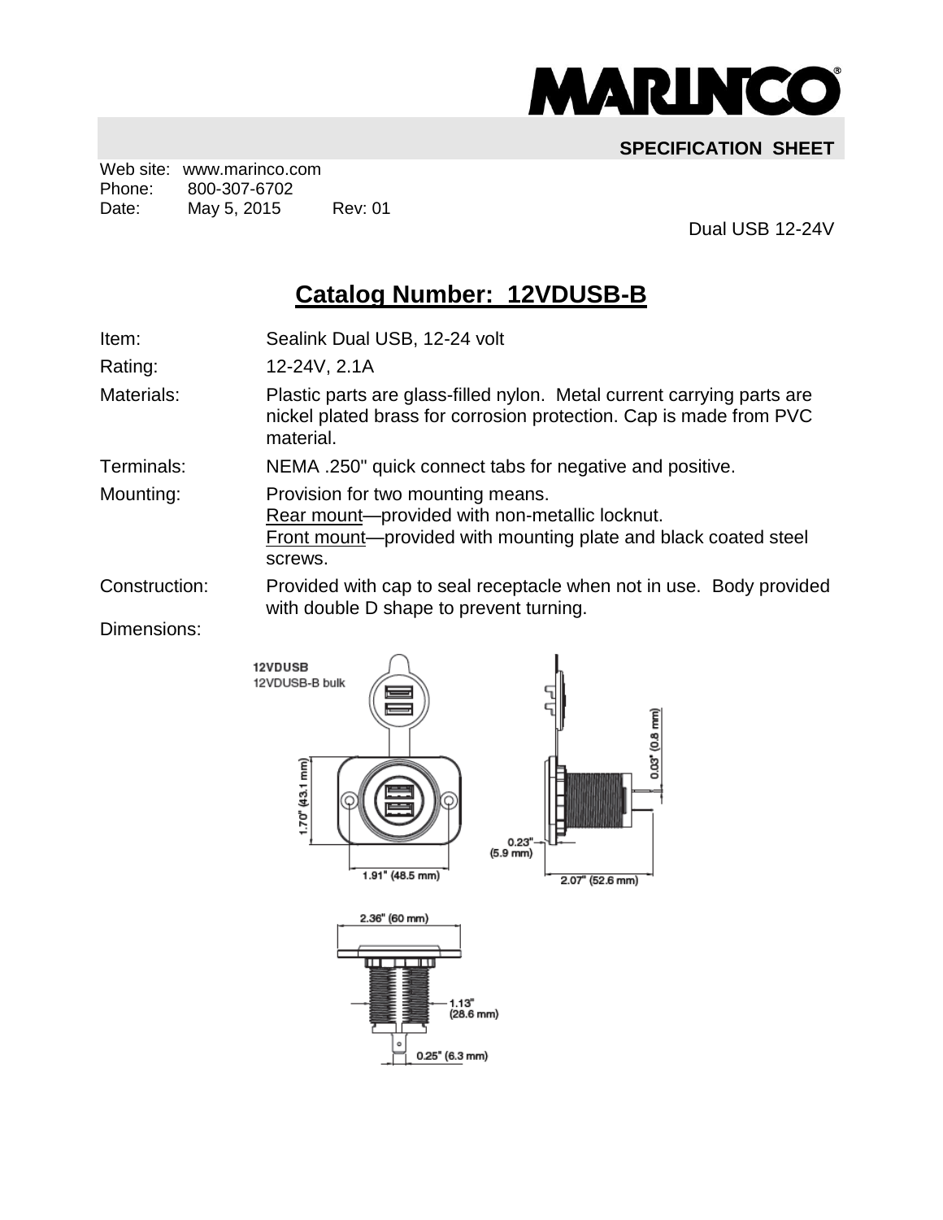**MARINCO**

**SPECIFICATION SHEET**

Web site: www.marinco.com
Phone: 800-307-6702
Date: May 5, 2015 Rev: 01

Dual USB 12-24V

# Catalog Number: 12VDUSB-B

| | |
|---|---|
| Item: | Sealink Dual USB, 12-24 volt |
| Rating: | 12-24V, 2.1A |
| Materials: | Plastic parts are glass-filled nylon. Metal current carrying parts are nickel plated brass for corrosion protection. Cap is made from PVC material. |
| Terminals: | NEMA .250" quick connect tabs for negative and positive. |
| Mounting: | Provision for two mounting means. Rear mount—provided with non-metallic locknut. Front mount—provided with mounting plate and black coated steel screws. |
| Construction: | Provided with cap to seal receptacle when not in use. Body provided with double D shape to prevent turning. |
| Dimensions: | |

12VDUSB
12VDUSB-B bulk

1.70" (43.1 mm)
1.91" (48.5 mm)
0.03" (0.8 mm)
0.23" (5.9 mm)
2.07" (52.6 mm)
2.36" (60 mm)
1.13" (28.6 mm)
0.25" (6.3 mm)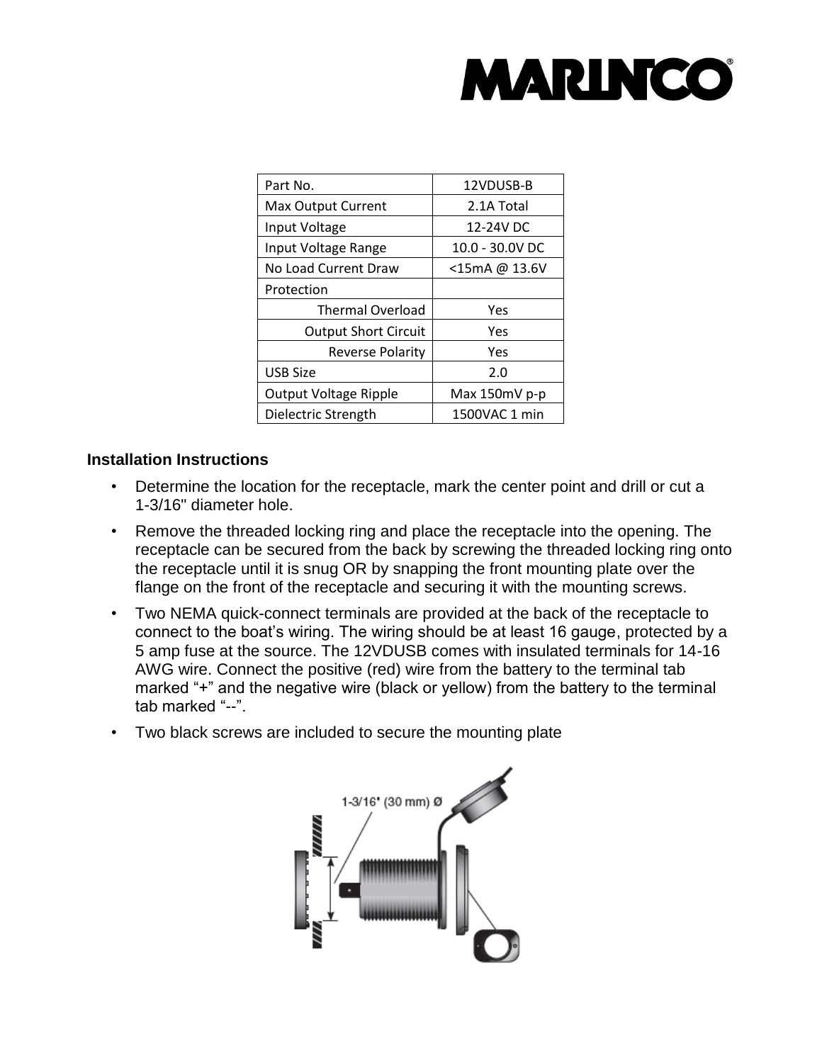MARINCO®

| | |
|---|---|
| Part No. | 12VDUSB-B |
| Max Output Current | 2.1A Total |
| Input Voltage | 12-24V DC |
| Input Voltage Range | 10.0 - 30.0V DC |
| No Load Current Draw | <15mA @ 13.6V |
| Protection | |
| Thermal Overload | Yes |
| Output Short Circuit | Yes |
| Reverse Polarity | Yes |
| USB Size | 2.0 |
| Output Voltage Ripple | Max 150mV p-p |
| Dielectric Strength | 1500VAC 1 min |

**Installation Instructions**

- Determine the location for the receptacle, mark the center point and drill or cut a 1-3/16" diameter hole.
- Remove the threaded locking ring and place the receptacle into the opening. The receptacle can be secured from the back by screwing the threaded locking ring onto the receptacle until it is snug OR by snapping the front mounting plate over the flange on the front of the receptacle and securing it with the mounting screws.
- Two NEMA quick-connect terminals are provided at the back of the receptacle to connect to the boat's wiring. The wiring should be at least 16 gauge, protected by a 5 amp fuse at the source. The 12VDUSB comes with insulated terminals for 14-16 AWG wire. Connect the positive (red) wire from the battery to the terminal tab marked "+" and the negative wire (black or yellow) from the battery to the terminal tab marked "--".
- Two black screws are included to secure the mounting plate

1-3/16" (30 mm) Ø